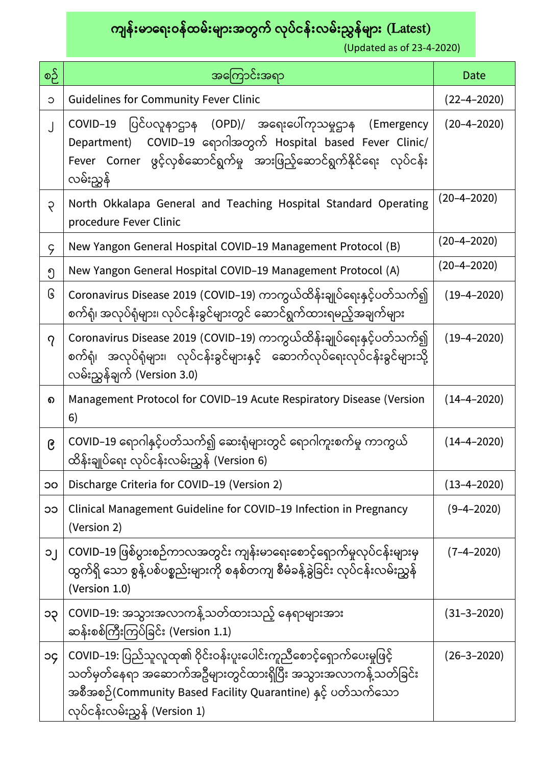# ကျန်းမာရေးဝန်ထမ်းများအတွက် လုပ်ငန်းလမ်းညွှန်များ (Latest)

(Updated as of 23-4-2020)

| စဉ် | အကြောင်းအရာ | Date |
|---|---|---|
| ၁ | Guidelines for Community Fever Clinic | (22-4-2020) |
| ၂ | COVID-19 ပြင်ပလူနာဌာန (OPD)/ အရေးပေါ်ကုသမှုဌာန (Emergency Department) COVID-19 ရောဂါအတွက် Hospital based Fever Clinic/ Fever Corner ဖွင့်လှစ်ဆောင်ရွက်မှု အားဖြည့်ဆောင်ရွက်နိုင်ရေး လုပ်ငန်းလမ်းညွှန် | (20-4-2020) |
| ၃ | North Okkalapa General and Teaching Hospital Standard Operating procedure Fever Clinic | (20-4-2020) |
| ၄ | New Yangon General Hospital COVID-19 Management Protocol (B) | (20-4-2020) |
| ၅ | New Yangon General Hospital COVID-19 Management Protocol (A) | (20-4-2020) |
| ၆ | Coronavirus Disease 2019 (COVID-19) ကာကွယ်ထိန်းချုပ်ရေးနှင့်ပတ်သက်၍ စက်ရုံ၊ အလုပ်ရုံများ၊ လုပ်ငန်းခွင်များတွင် ဆောင်ရွက်ထားရမည့်အချက်များ | (19-4-2020) |
| ၇ | Coronavirus Disease 2019 (COVID-19) ကာကွယ်ထိန်းချုပ်ရေးနှင့်ပတ်သက်၍ စက်ရုံ၊ အလုပ်ရုံများ၊ လုပ်ငန်းခွင်များနှင့် ဆောက်လုပ်ရေးလုပ်ငန်းခွင်များသို့ လမ်းညွှန်ချက် (Version 3.0) | (19-4-2020) |
| ၈ | Management Protocol for COVID-19 Acute Respiratory Disease (Version 6) | (14-4-2020) |
| ၉ | COVID-19 ရောဂါနှင့်ပတ်သက်၍ ဆေးရုံများတွင် ရောဂါကူးစက်မှု ကာကွယ်ထိန်းချုပ်ရေး လုပ်ငန်းလမ်းညွှန် (Version 6) | (14-4-2020) |
| ၁၀ | Discharge Criteria for COVID-19 (Version 2) | (13-4-2020) |
| ၁၁ | Clinical Management Guideline for COVID-19 Infection in Pregnancy (Version 2) | (9-4-2020) |
| ၁၂ | COVID-19 ဖြစ်ပွားစဉ်ကာလအတွင်း ကျန်းမာရေးစောင့်ရှောက်မှုလုပ်ငန်းများမှ ထွက်ရှိ သော စွန့်ပစ်ပစ္စည်းများကို စနစ်တကျ စီမံခန့်ခွဲခြင်း လုပ်ငန်းလမ်းညွှန် (Version 1.0) | (7-4-2020) |
| ၁၃ | COVID-19: အသွားအလာကန့်သတ်ထားသည့် နေရာများအား ဆန်းစစ်ကြီးကြပ်ခြင်း (Version 1.1) | (31-3-2020) |
| ၁၄ | COVID-19: ပြည်သူလူထု၏ ဝိုင်းဝန်းပူးပေါင်းကူညီစောင့်ရှောက်ပေးမှုဖြင့် သတ်မှတ်နေရာ အဆောက်အဦများတွင်ထားရှိပြီး အသွားအလာကန့်သတ်ခြင်း အစီအစဉ်(Community Based Facility Quarantine) နှင့် ပတ်သက်သော လုပ်ငန်းလမ်းညွှန် (Version 1) | (26-3-2020) |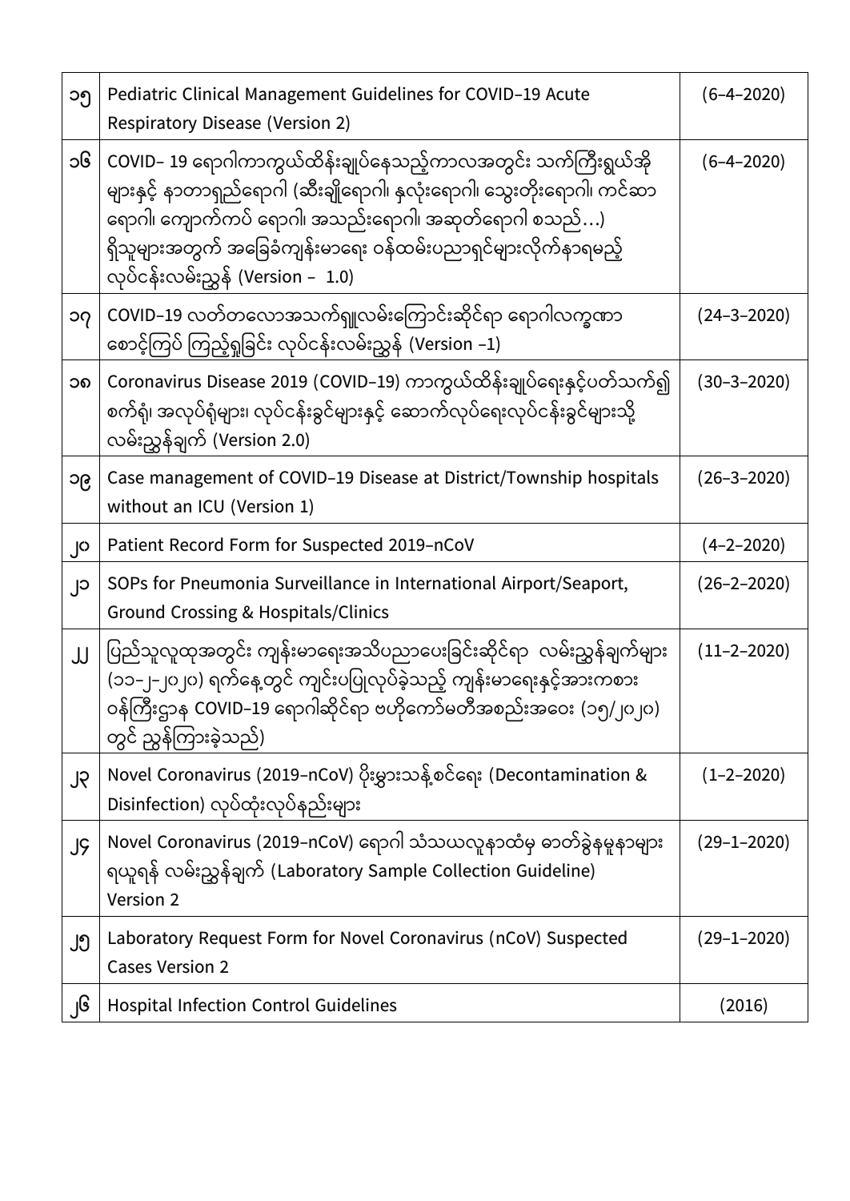| | | |
|---|---|---|
| ၁၅ | Pediatric Clinical Management Guidelines for COVID-19 Acute Respiratory Disease (Version 2) | (6-4-2020) |
| ၁၆ | COVID- 19 ရောဂါကာကွယ်ထိန်းချုပ်နေသည့်ကာလအတွင်း သက်ကြီးရွယ်အိုများနှင့် နာတာရှည်ရောဂါ (ဆီးချိုရောဂါ၊ နှလုံးရောဂါ၊ သွေးတိုးရောဂါ၊ ကင်ဆာရောဂါ၊ ကျောက်ကပ် ရောဂါ၊ အသည်းရောဂါ၊ အဆုတ်ရောဂါ စသည်…) ရှိသူများအတွက် အခြေခံကျန်းမာရေး ဝန်ထမ်းပညာရှင်များလိုက်နာရမည့် လုပ်ငန်းလမ်းညွှန် (Version - 1.0) | (6-4-2020) |
| ၁၇ | COVID-19 လတ်တလောအသက်ရှူလမ်းကြောင်းဆိုင်ရာ ရောဂါလက္ခဏာ စောင့်ကြပ် ကြည့်ရှုခြင်း လုပ်ငန်းလမ်းညွှန် (Version -1) | (24-3-2020) |
| ၁၈ | Coronavirus Disease 2019 (COVID-19) ကာကွယ်ထိန်းချုပ်ရေးနှင့်ပတ်သက်၍ စက်ရုံ၊ အလုပ်ရုံများ၊ လုပ်ငန်းခွင်များနှင့် ဆောက်လုပ်ရေးလုပ်ငန်းခွင်များသို့ လမ်းညွှန်ချက် (Version 2.0) | (30-3-2020) |
| ၁၉ | Case management of COVID-19 Disease at District/Township hospitals without an ICU (Version 1) | (26-3-2020) |
| ၂၀ | Patient Record Form for Suspected 2019-nCoV | (4-2-2020) |
| ၂၁ | SOPs for Pneumonia Surveillance in International Airport/Seaport, Ground Crossing & Hospitals/Clinics | (26-2-2020) |
| ၂၂ | ပြည်သူလူထုအတွင်း ကျန်းမာရေးအသိပညာပေးခြင်းဆိုင်ရာ လမ်းညွှန်ချက်များ (၁၁-၂-၂၀၂၀) ရက်နေ့တွင် ကျင်းပပြုလုပ်ခဲ့သည့် ကျန်းမာရေးနှင့်အားကစားဝန်ကြီးဌာန COVID-19 ရောဂါဆိုင်ရာ ဗဟိုကော်မတီအစည်းအဝေး (၁၅/၂၀၂၀) တွင် ညွှန်ကြားခဲ့သည်) | (11-2-2020) |
| ၂၃ | Novel Coronavirus (2019-nCoV) ပိုးမွှားသန့်စင်ရေး (Decontamination & Disinfection) လုပ်ထုံးလုပ်နည်းများ | (1-2-2020) |
| ၂၄ | Novel Coronavirus (2019-nCoV) ရောဂါ သံသယလူနာထံမှ ဓာတ်ခွဲနမူနာများ ရယူရန် လမ်းညွှန်ချက် (Laboratory Sample Collection Guideline) Version 2 | (29-1-2020) |
| ၂၅ | Laboratory Request Form for Novel Coronavirus (nCoV) Suspected Cases Version 2 | (29-1-2020) |
| ၂၆ | Hospital Infection Control Guidelines | (2016) |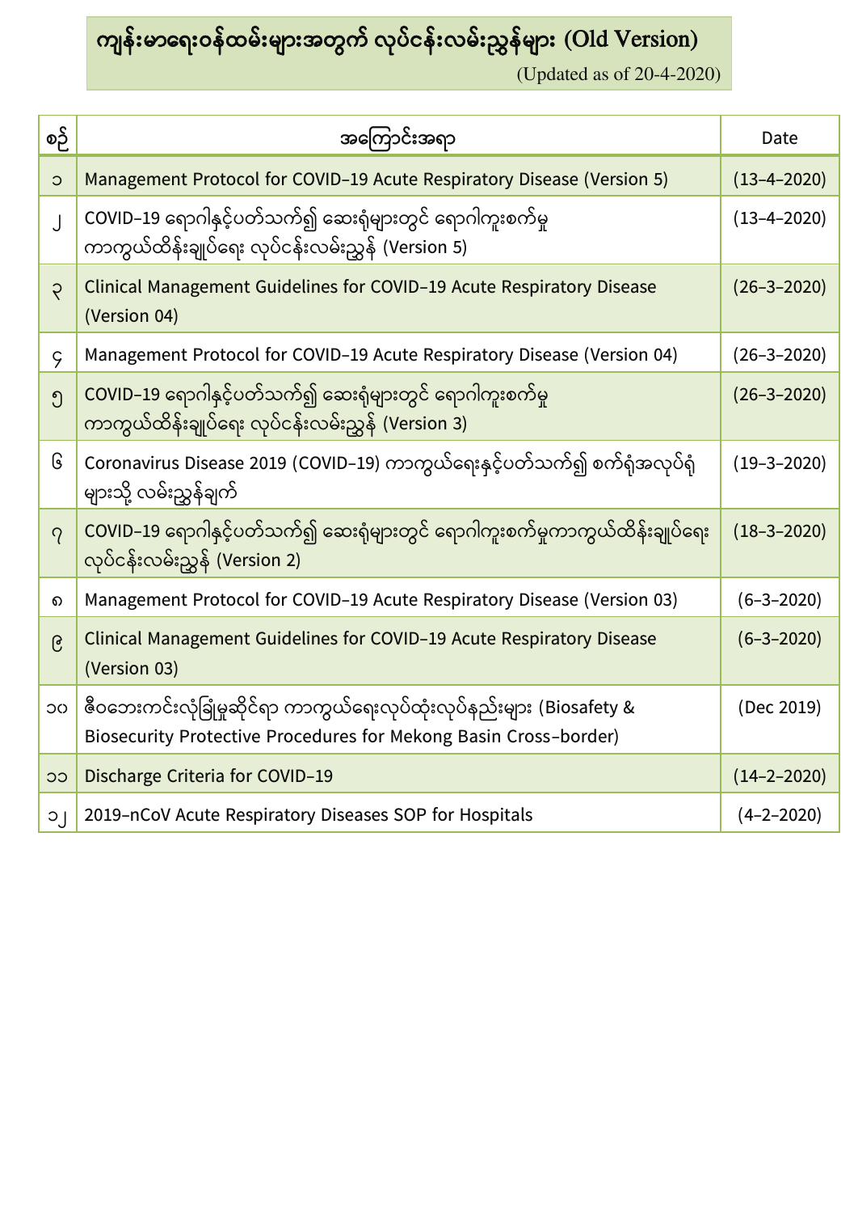# ကျန်းမာရေးဝန်ထမ်းများအတွက် လုပ်ငန်းလမ်းညွှန်များ (Old Version)

(Updated as of 20-4-2020)

| စဉ် | အကြောင်းအရာ | Date |
|---|---|---|
| ၁ | Management Protocol for COVID-19 Acute Respiratory Disease (Version 5) | (13-4-2020) |
| ၂ | COVID-19 ရောဂါနှင့်ပတ်သက်၍ ဆေးရုံများတွင် ရောဂါကူးစက်မှု ကာကွယ်ထိန်းချုပ်ရေး လုပ်ငန်းလမ်းညွှန် (Version 5) | (13-4-2020) |
| ၃ | Clinical Management Guidelines for COVID-19 Acute Respiratory Disease (Version 04) | (26-3-2020) |
| ၄ | Management Protocol for COVID-19 Acute Respiratory Disease (Version 04) | (26-3-2020) |
| ၅ | COVID-19 ရောဂါနှင့်ပတ်သက်၍ ဆေးရုံများတွင် ရောဂါကူးစက်မှု ကာကွယ်ထိန်းချုပ်ရေး လုပ်ငန်းလမ်းညွှန် (Version 3) | (26-3-2020) |
| ၆ | Coronavirus Disease 2019 (COVID-19) ကာကွယ်ရေးနှင့်ပတ်သက်၍ စက်ရုံအလုပ်ရုံများသို့ လမ်းညွှန်ချက် | (19-3-2020) |
| ၇ | COVID-19 ရောဂါနှင့်ပတ်သက်၍ ဆေးရုံများတွင် ရောဂါကူးစက်မှုကာကွယ်ထိန်းချုပ်ရေး လုပ်ငန်းလမ်းညွှန် (Version 2) | (18-3-2020) |
| ၈ | Management Protocol for COVID-19 Acute Respiratory Disease (Version 03) | (6-3-2020) |
| ၉ | Clinical Management Guidelines for COVID-19 Acute Respiratory Disease (Version 03) | (6-3-2020) |
| ၁၀ | ဇီဝဘေးကင်းလုံခြုံမှုဆိုင်ရာ ကာကွယ်ရေးလုပ်ထုံးလုပ်နည်းများ (Biosafety & Biosecurity Protective Procedures for Mekong Basin Cross-border) | (Dec 2019) |
| ၁၁ | Discharge Criteria for COVID-19 | (14-2-2020) |
| ၁၂ | 2019-nCoV Acute Respiratory Diseases SOP for Hospitals | (4-2-2020) |